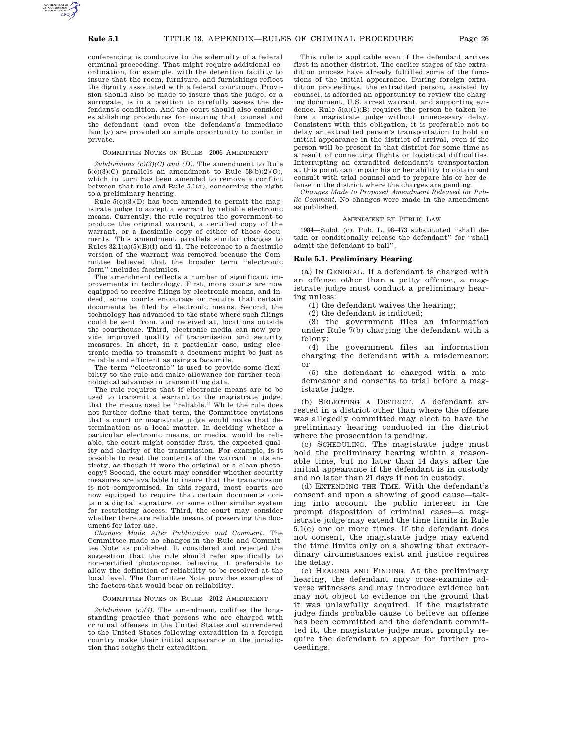conferencing is conducive to the solemnity of a federal criminal proceeding. That might require additional coordination, for example, with the detention facility to insure that the room, furniture, and furnishings reflect the dignity associated with a federal courtroom. Provision should also be made to insure that the judge, or a surrogate, is in a position to carefully assess the defendant's condition. And the court should also consider establishing procedures for insuring that counsel and the defendant (and even the defendant's immediate family) are provided an ample opportunity to confer in private.

COMMITTEE NOTES ON RULES—2006 AMENDMENT

*Subdivisions (c)(3)(C) and (D).* The amendment to Rule 5(c)(3)(C) parallels an amendment to Rule 58(b)(2)(G), which in turn has been amended to remove a conflict between that rule and Rule 5.1(a), concerning the right to a preliminary hearing.

Rule 5(c)(3)(D) has been amended to permit the magistrate judge to accept a warrant by reliable electronic means. Currently, the rule requires the government to produce the original warrant, a certified copy of the warrant, or a facsimile copy of either of those documents. This amendment parallels similar changes to Rules 32.1(a)(5)(B)(i) and 41. The reference to a facsimile version of the warrant was removed because the Committee believed that the broader term ''electronic form'' includes facsimiles.

The amendment reflects a number of significant improvements in technology. First, more courts are now equipped to receive filings by electronic means, and indeed, some courts encourage or require that certain documents be filed by electronic means. Second, the technology has advanced to the state where such filings could be sent from, and received at, locations outside the courthouse. Third, electronic media can now provide improved quality of transmission and security measures. In short, in a particular case, using electronic media to transmit a document might be just as reliable and efficient as using a facsimile.

The term ''electronic'' is used to provide some flexibility to the rule and make allowance for further technological advances in transmitting data.

The rule requires that if electronic means are to be used to transmit a warrant to the magistrate judge, that the means used be ''reliable.'' While the rule does not further define that term, the Committee envisions that a court or magistrate judge would make that determination as a local matter. In deciding whether a particular electronic means, or media, would be reliable, the court might consider first, the expected quality and clarity of the transmission. For example, is it possible to read the contents of the warrant in its entirety, as though it were the original or a clean photocopy? Second, the court may consider whether security measures are available to insure that the transmission is not compromised. In this regard, most courts are now equipped to require that certain documents contain a digital signature, or some other similar system for restricting access. Third, the court may consider whether there are reliable means of preserving the document for later use.

*Changes Made After Publication and Comment.* The Committee made no changes in the Rule and Committee Note as published. It considered and rejected the suggestion that the rule should refer specifically to non-certified photocopies, believing it preferable to allow the definition of reliability to be resolved at the local level. The Committee Note provides examples of the factors that would bear on reliability.

COMMITTEE NOTES ON RULES—2012 AMENDMENT

*Subdivision (c)(4).* The amendment codifies the longstanding practice that persons who are charged with criminal offenses in the United States and surrendered to the United States following extradition in a foreign country make their initial appearance in the jurisdiction that sought their extradition.

This rule is applicable even if the defendant arrives first in another district. The earlier stages of the extradition process have already fulfilled some of the functions of the initial appearance. During foreign extradition proceedings, the extradited person, assisted by counsel, is afforded an opportunity to review the charging document, U.S. arrest warrant, and supporting evidence. Rule 5(a)(1)(B) requires the person be taken before a magistrate judge without unnecessary delay. Consistent with this obligation, it is preferable not to delay an extradited person's transportation to hold an initial appearance in the district of arrival, even if the person will be present in that district for some time as a result of connecting flights or logistical difficulties. Interrupting an extradited defendant's transportation at this point can impair his or her ability to obtain and consult with trial counsel and to prepare his or her defense in the district where the charges are pending.

*Changes Made to Proposed Amendment Released for Public Comment.* No changes were made in the amendment as published.

AMENDMENT BY PUBLIC LAW

1984—Subd. (c). Pub. L. 98–473 substituted ''shall detain or conditionally release the defendant'' for ''shall admit the defendant to bail''.

## Rule 5.1. Preliminary Hearing

(a) IN GENERAL. If a defendant is charged with an offense other than a petty offense, a magistrate judge must conduct a preliminary hearing unless:

(1) the defendant waives the hearing;

(2) the defendant is indicted;

(3) the government files an information under Rule 7(b) charging the defendant with a felony;

(4) the government files an information charging the defendant with a misdemeanor; or

(5) the defendant is charged with a misdemeanor and consents to trial before a magistrate judge.

(b) SELECTING A DISTRICT. A defendant arrested in a district other than where the offense was allegedly committed may elect to have the preliminary hearing conducted in the district where the prosecution is pending.

(c) SCHEDULING. The magistrate judge must hold the preliminary hearing within a reasonable time, but no later than 14 days after the initial appearance if the defendant is in custody and no later than 21 days if not in custody.

(d) EXTENDING THE TIME. With the defendant's consent and upon a showing of good cause—taking into account the public interest in the prompt disposition of criminal cases—a magistrate judge may extend the time limits in Rule 5.1(c) one or more times. If the defendant does not consent, the magistrate judge may extend the time limits only on a showing that extraordinary circumstances exist and justice requires the delay.

(e) HEARING AND FINDING. At the preliminary hearing, the defendant may cross-examine adverse witnesses and may introduce evidence but may not object to evidence on the ground that it was unlawfully acquired. If the magistrate judge finds probable cause to believe an offense has been committed and the defendant committed it, the magistrate judge must promptly require the defendant to appear for further proceedings.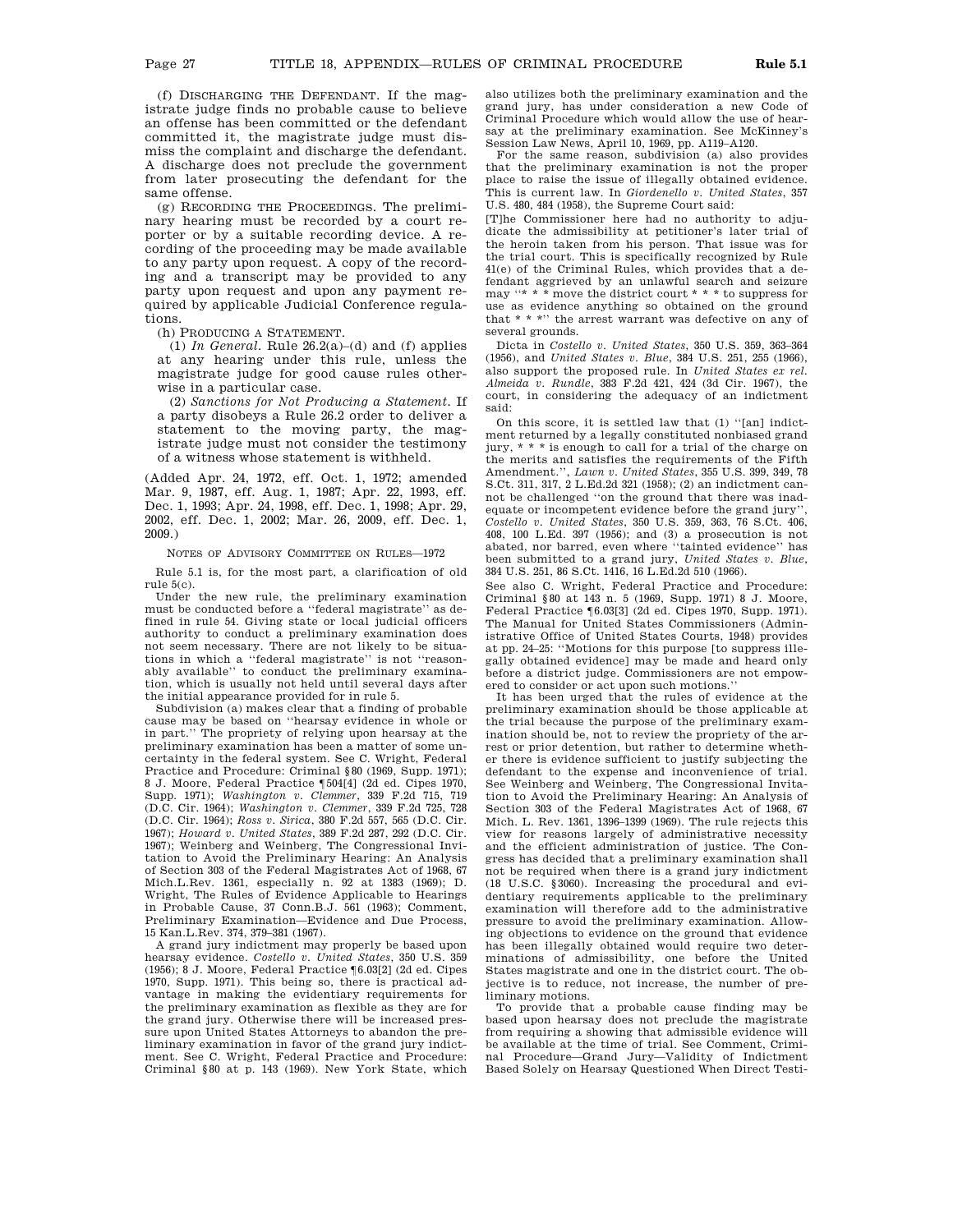(f) DISCHARGING THE DEFENDANT. If the magistrate judge finds no probable cause to believe an offense has been committed or the defendant committed it, the magistrate judge must dismiss the complaint and discharge the defendant. A discharge does not preclude the government from later prosecuting the defendant for the same offense.

(g) RECORDING THE PROCEEDINGS. The preliminary hearing must be recorded by a court reporter or by a suitable recording device. A recording of the proceeding may be made available to any party upon request. A copy of the recording and a transcript may be provided to any party upon request and upon any payment required by applicable Judicial Conference regulations.

(h) PRODUCING A STATEMENT.

(1) *In General.* Rule 26.2(a)–(d) and (f) applies at any hearing under this rule, unless the magistrate judge for good cause rules otherwise in a particular case.

(2) *Sanctions for Not Producing a Statement.* If a party disobeys a Rule 26.2 order to deliver a statement to the moving party, the magistrate judge must not consider the testimony of a witness whose statement is withheld.

(Added Apr. 24, 1972, eff. Oct. 1, 1972; amended Mar. 9, 1987, eff. Aug. 1, 1987; Apr. 22, 1993, eff. Dec. 1, 1993; Apr. 24, 1998, eff. Dec. 1, 1998; Apr. 29, 2002, eff. Dec. 1, 2002; Mar. 26, 2009, eff. Dec. 1, 2009.)

NOTES OF ADVISORY COMMITTEE ON RULES—1972

Rule 5.1 is, for the most part, a clarification of old rule 5(c).

Under the new rule, the preliminary examination must be conducted before a "federal magistrate" as defined in rule 54. Giving state or local judicial officers authority to conduct a preliminary examination does not seem necessary. There are not likely to be situations in which a "federal magistrate" is not "reasonably available" to conduct the preliminary examination, which is usually not held until several days after the initial appearance provided for in rule 5.

Subdivision (a) makes clear that a finding of probable cause may be based on "hearsay evidence in whole or in part." The propriety of relying upon hearsay at the preliminary examination has been a matter of some uncertainty in the federal system. See C. Wright, Federal Practice and Procedure: Criminal §80 (1969, Supp. 1971); 8 J. Moore, Federal Practice ¶504[4] (2d ed. Cipes 1970, Supp. 1971); *Washington v. Clemmer*, 339 F.2d 715, 719 (D.C. Cir. 1964); *Washington v. Clemmer*, 339 F.2d 725, 728 (D.C. Cir. 1964); *Ross v. Sirica*, 380 F.2d 557, 565 (D.C. Cir. 1967); *Howard v. United States*, 389 F.2d 287, 292 (D.C. Cir. 1967); Weinberg and Weinberg, The Congressional Invitation to Avoid the Preliminary Hearing: An Analysis of Section 303 of the Federal Magistrates Act of 1968, 67 Mich.L.Rev. 1361, especially n. 92 at 1383 (1969); D. Wright, The Rules of Evidence Applicable to Hearings in Probable Cause, 37 Conn.B.J. 561 (1963); Comment, Preliminary Examination—Evidence and Due Process, 15 Kan.L.Rev. 374, 379–381 (1967).

A grand jury indictment may properly be based upon hearsay evidence. *Costello v. United States*, 350 U.S. 359 (1956); 8 J. Moore, Federal Practice ¶6.03[2] (2d ed. Cipes 1970, Supp. 1971). This being so, there is practical advantage in making the evidentiary requirements for the preliminary examination as flexible as they are for the grand jury. Otherwise there will be increased pressure upon United States Attorneys to abandon the preliminary examination in favor of the grand jury indictment. See C. Wright, Federal Practice and Procedure: Criminal §80 at p. 143 (1969). New York State, which also utilizes both the preliminary examination and the grand jury, has under consideration a new Code of Criminal Procedure which would allow the use of hearsay at the preliminary examination. See McKinney's Session Law News, April 10, 1969, pp. A119–A120.

For the same reason, subdivision (a) also provides that the preliminary examination is not the proper place to raise the issue of illegally obtained evidence. This is current law. In *Giordenello v. United States*, 357 U.S. 480, 484 (1958), the Supreme Court said:

[T]he Commissioner here had no authority to adjudicate the admissibility at petitioner's later trial of the heroin taken from his person. That issue was for the trial court. This is specifically recognized by Rule 41(e) of the Criminal Rules, which provides that a defendant aggrieved by an unlawful search and seizure may "* * * move the district court * * * to suppress for use as evidence anything so obtained on the ground that * * *" the arrest warrant was defective on any of several grounds.

Dicta in *Costello v. United States*, 350 U.S. 359, 363–364 (1956), and *United States v. Blue*, 384 U.S. 251, 255 (1966), also support the proposed rule. In *United States ex rel. Almeida v. Rundle*, 383 F.2d 421, 424 (3d Cir. 1967), the court, in considering the adequacy of an indictment said:

On this score, it is settled law that (1) "[an] indictment returned by a legally constituted nonbiased grand jury, * * * is enough to call for a trial of the charge on the merits and satisfies the requirements of the Fifth Amendment.", *Lawn v. United States*, 355 U.S. 399, 349, 78 S.Ct. 311, 317, 2 L.Ed.2d 321 (1958); (2) an indictment cannot be challenged "on the ground that there was inadequate or incompetent evidence before the grand jury", *Costello v. United States*, 350 U.S. 359, 363, 76 S.Ct. 406, 408, 100 L.Ed. 397 (1956); and (3) a prosecution is not abated, nor barred, even where "tainted evidence" has been submitted to a grand jury, *United States v. Blue*, 384 U.S. 251, 86 S.Ct. 1416, 16 L.Ed.2d 510 (1966).

See also C. Wright, Federal Practice and Procedure: Criminal §80 at 143 n. 5 (1969, Supp. 1971) 8 J. Moore, Federal Practice ¶6.03[3] (2d ed. Cipes 1970, Supp. 1971). The Manual for United States Commissioners (Administrative Office of United States Courts, 1948) provides at pp. 24–25: "Motions for this purpose [to suppress illegally obtained evidence] may be made and heard only before a district judge. Commissioners are not empowered to consider or act upon such motions."

It has been urged that the rules of evidence at the preliminary examination should be those applicable at the trial because the purpose of the preliminary examination should be, not to review the propriety of the arrest or prior detention, but rather to determine whether there is evidence sufficient to justify subjecting the defendant to the expense and inconvenience of trial. See Weinberg and Weinberg, The Congressional Invitation to Avoid the Preliminary Hearing: An Analysis of Section 303 of the Federal Magistrates Act of 1968, 67 Mich. L. Rev. 1361, 1396–1399 (1969). The rule rejects this view for reasons largely of administrative necessity and the efficient administration of justice. The Congress has decided that a preliminary examination shall not be required when there is a grand jury indictment (18 U.S.C. §3060). Increasing the procedural and evidentiary requirements applicable to the preliminary examination will therefore add to the administrative pressure to avoid the preliminary examination. Allowing objections to evidence on the ground that evidence has been illegally obtained would require two determinations of admissibility, one before the United States magistrate and one in the district court. The objective is to reduce, not increase, the number of preliminary motions.

To provide that a probable cause finding may be based upon hearsay does not preclude the magistrate from requiring a showing that admissible evidence will be available at the time of trial. See Comment, Criminal Procedure—Grand Jury—Validity of Indictment Based Solely on Hearsay Questioned When Direct Testi-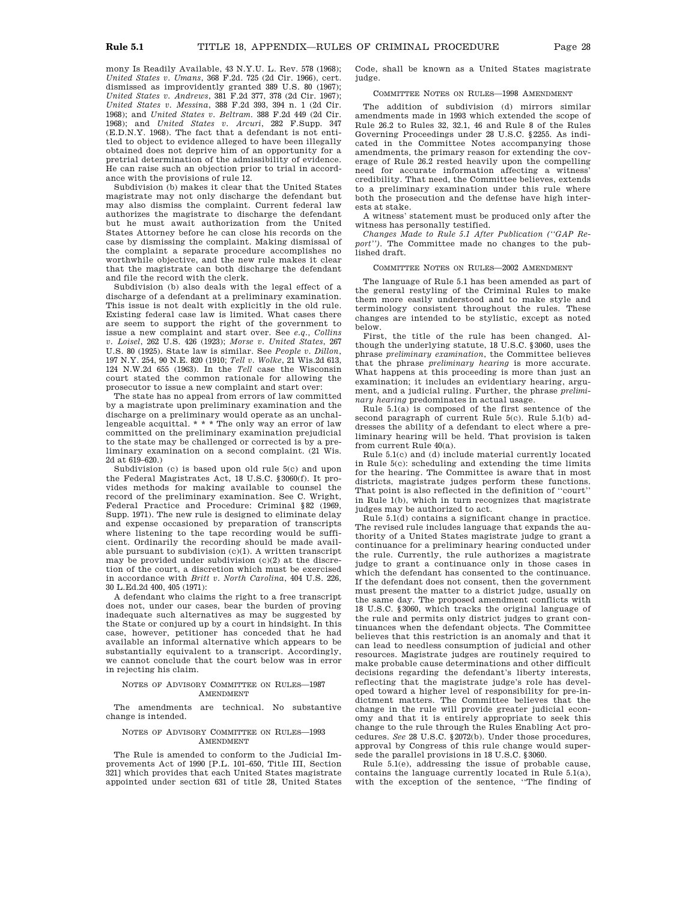mony Is Readily Available, 43 N.Y.U. L. Rev. 578 (1968); *United States v. Umans*, 368 F.2d. 725 (2d Cir. 1966), cert. dismissed as improvidently granted 389 U.S. 80 (1967); *United States v. Andrews*, 381 F.2d 377, 378 (2d Cir. 1967); *United States v. Messina*, 388 F.2d 393, 394 n. 1 (2d Cir. 1968); and *United States v. Beltram*. 388 F.2d 449 (2d Cir. 1968); and *United States v. Arcuri*, 282 F.Supp. 347 (E.D.N.Y. 1968). The fact that a defendant is not entitled to object to evidence alleged to have been illegally obtained does not deprive him of an opportunity for a pretrial determination of the admissibility of evidence. He can raise such an objection prior to trial in accordance with the provisions of rule 12.

Subdivision (b) makes it clear that the United States magistrate may not only discharge the defendant but may also dismiss the complaint. Current federal law authorizes the magistrate to discharge the defendant but he must await authorization from the United States Attorney before he can close his records on the case by dismissing the complaint. Making dismissal of the complaint a separate procedure accomplishes no worthwhile objective, and the new rule makes it clear that the magistrate can both discharge the defendant and file the record with the clerk.

Subdivision (b) also deals with the legal effect of a discharge of a defendant at a preliminary examination. This issue is not dealt with explicitly in the old rule. Existing federal case law is limited. What cases there are seem to support the right of the government to issue a new complaint and start over. See *e.g.*, *Collins v. Loisel*, 262 U.S. 426 (1923); *Morse v. United States*, 267 U.S. 80 (1925). State law is similar. See *People v. Dillon*, 197 N.Y. 254, 90 N.E. 820 (1910; *Tell v. Wolke*, 21 Wis.2d 613, 124 N.W.2d 655 (1963). In the *Tell* case the Wisconsin court stated the common rationale for allowing the prosecutor to issue a new complaint and start over:

The state has no appeal from errors of law committed by a magistrate upon preliminary examination and the discharge on a preliminary would operate as an unchallengeable acquittal. * * * The only way an error of law committed on the preliminary examination prejudicial to the state may be challenged or corrected is by a preliminary examination on a second complaint. (21 Wis. 2d at 619–620.)

Subdivision (c) is based upon old rule 5(c) and upon the Federal Magistrates Act, 18 U.S.C. §3060(f). It provides methods for making available to counsel the record of the preliminary examination. See C. Wright, Federal Practice and Procedure: Criminal §82 (1969, Supp. 1971). The new rule is designed to eliminate delay and expense occasioned by preparation of transcripts where listening to the tape recording would be sufficient. Ordinarily the recording should be made available pursuant to subdivision (c)(1). A written transcript may be provided under subdivision (c)(2) at the discretion of the court, a discretion which must be exercised in accordance with *Britt v. North Carolina*, 404 U.S. 226, 30 L.Ed.2d 400, 405 (1971):

A defendant who claims the right to a free transcript does not, under our cases, bear the burden of proving inadequate such alternatives as may be suggested by the State or conjured up by a court in hindsight. In this case, however, petitioner has conceded that he had available an informal alternative which appears to be substantially equivalent to a transcript. Accordingly, we cannot conclude that the court below was in error in rejecting his claim.

## NOTES OF ADVISORY COMMITTEE ON RULES—1987 AMENDMENT

The amendments are technical. No substantive change is intended.

## NOTES OF ADVISORY COMMITTEE ON RULES—1993 AMENDMENT

The Rule is amended to conform to the Judicial Improvements Act of 1990 [P.L. 101–650, Title III, Section 321] which provides that each United States magistrate appointed under section 631 of title 28, United States Code, shall be known as a United States magistrate judge.

## COMMITTEE NOTES ON RULES—1998 AMENDMENT

The addition of subdivision (d) mirrors similar amendments made in 1993 which extended the scope of Rule 26.2 to Rules 32, 32.1, 46 and Rule 8 of the Rules Governing Proceedings under 28 U.S.C. §2255. As indicated in the Committee Notes accompanying those amendments, the primary reason for extending the coverage of Rule 26.2 rested heavily upon the compelling need for accurate information affecting a witness' credibility. That need, the Committee believes, extends to a preliminary examination under this rule where both the prosecution and the defense have high interests at stake.

A witness' statement must be produced only after the witness has personally testified.

*Changes Made to Rule 5.1 After Publication ("GAP Report")*. The Committee made no changes to the published draft.

## COMMITTEE NOTES ON RULES—2002 AMENDMENT

The language of Rule 5.1 has been amended as part of the general restyling of the Criminal Rules to make them more easily understood and to make style and terminology consistent throughout the rules. These changes are intended to be stylistic, except as noted below.

First, the title of the rule has been changed. Although the underlying statute, 18 U.S.C. §3060, uses the phrase *preliminary examination*, the Committee believes that the phrase *preliminary hearing* is more accurate. What happens at this proceeding is more than just an examination; it includes an evidentiary hearing, argument, and a judicial ruling. Further, the phrase *preliminary hearing* predominates in actual usage.

Rule 5.1(a) is composed of the first sentence of the second paragraph of current Rule 5(c). Rule 5.1(b) addresses the ability of a defendant to elect where a preliminary hearing will be held. That provision is taken from current Rule 40(a).

Rule 5.1(c) and (d) include material currently located in Rule 5(c): scheduling and extending the time limits for the hearing. The Committee is aware that in most districts, magistrate judges perform these functions. That point is also reflected in the definition of "court" in Rule 1(b), which in turn recognizes that magistrate judges may be authorized to act.

Rule 5.1(d) contains a significant change in practice. The revised rule includes language that expands the authority of a United States magistrate judge to grant a continuance for a preliminary hearing conducted under the rule. Currently, the rule authorizes a magistrate judge to grant a continuance only in those cases in which the defendant has consented to the continuance. If the defendant does not consent, then the government must present the matter to a district judge, usually on the same day. The proposed amendment conflicts with 18 U.S.C. §3060, which tracks the original language of the rule and permits only district judges to grant continuances when the defendant objects. The Committee believes that this restriction is an anomaly and that it can lead to needless consumption of judicial and other resources. Magistrate judges are routinely required to make probable cause determinations and other difficult decisions regarding the defendant's liberty interests, reflecting that the magistrate judge's role has developed toward a higher level of responsibility for pre-indictment matters. The Committee believes that the change in the rule will provide greater judicial economy and that it is entirely appropriate to seek this change to the rule through the Rules Enabling Act procedures. *See* 28 U.S.C. §2072(b). Under those procedures, approval by Congress of this rule change would supersede the parallel provisions in 18 U.S.C. §3060.

Rule 5.1(e), addressing the issue of probable cause, contains the language currently located in Rule 5.1(a), with the exception of the sentence, "The finding of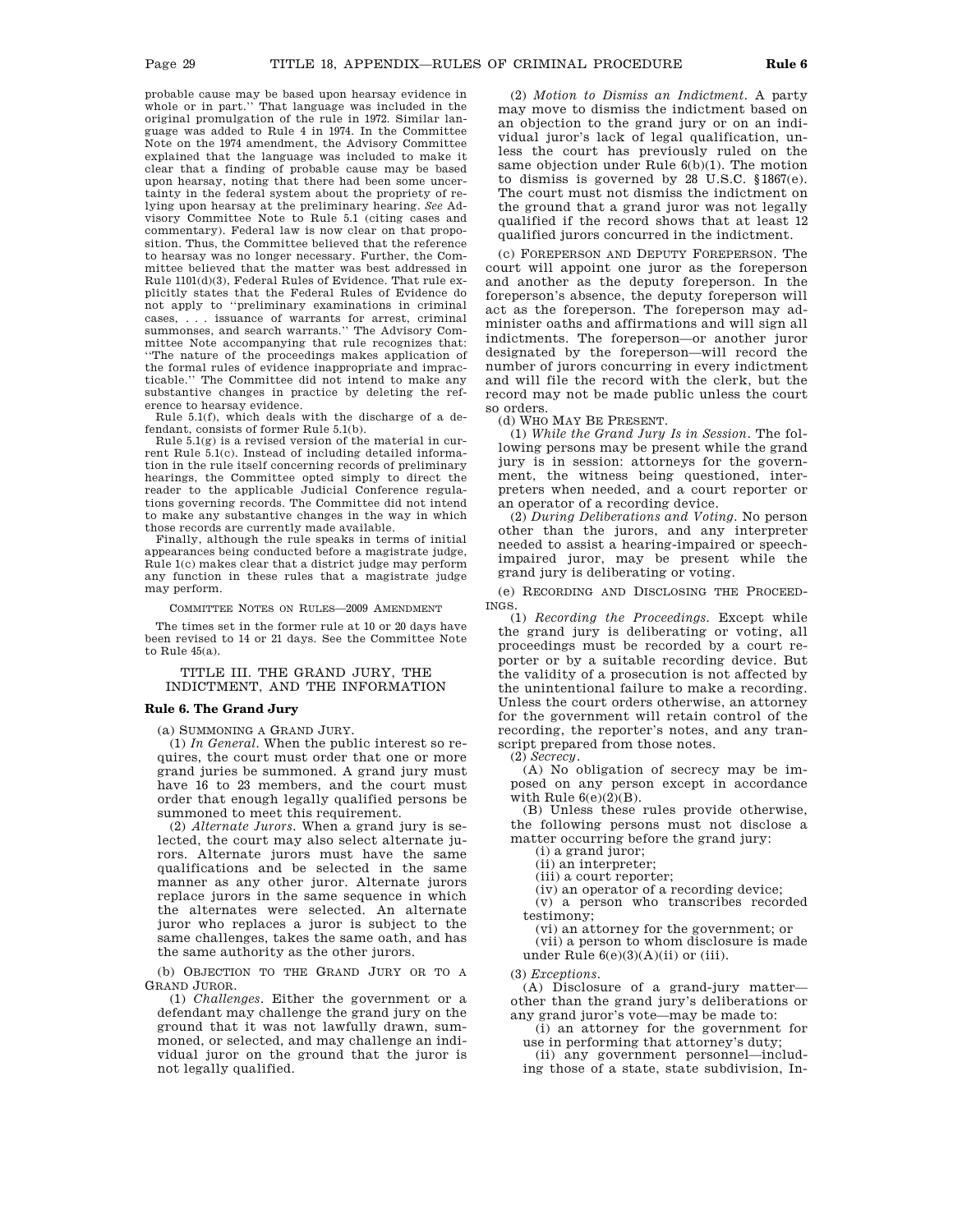probable cause may be based upon hearsay evidence in whole or in part.'' That language was included in the original promulgation of the rule in 1972. Similar language was added to Rule 4 in 1974. In the Committee Note on the 1974 amendment, the Advisory Committee explained that the language was included to make it clear that a finding of probable cause may be based upon hearsay, noting that there had been some uncertainty in the federal system about the propriety of relying upon hearsay at the preliminary hearing. *See* Advisory Committee Note to Rule 5.1 (citing cases and commentary). Federal law is now clear on that proposition. Thus, the Committee believed that the reference to hearsay was no longer necessary. Further, the Committee believed that the matter was best addressed in Rule 1101(d)(3), Federal Rules of Evidence. That rule explicitly states that the Federal Rules of Evidence do not apply to ''preliminary examinations in criminal cases, . . . issuance of warrants for arrest, criminal summonses, and search warrants.'' The Advisory Committee Note accompanying that rule recognizes that: ''The nature of the proceedings makes application of the formal rules of evidence inappropriate and impracticable.'' The Committee did not intend to make any substantive changes in practice by deleting the reference to hearsay evidence.

Rule 5.1(f), which deals with the discharge of a defendant, consists of former Rule 5.1(b).

Rule 5.1(g) is a revised version of the material in current Rule 5.1(c). Instead of including detailed information in the rule itself concerning records of preliminary hearings, the Committee opted simply to direct the reader to the applicable Judicial Conference regulations governing records. The Committee did not intend to make any substantive changes in the way in which those records are currently made available.

Finally, although the rule speaks in terms of initial appearances being conducted before a magistrate judge, Rule 1(c) makes clear that a district judge may perform any function in these rules that a magistrate judge may perform.

COMMITTEE NOTES ON RULES—2009 AMENDMENT

The times set in the former rule at 10 or 20 days have been revised to 14 or 21 days. See the Committee Note to Rule 45(a).

## TITLE III. THE GRAND JURY, THE INDICTMENT, AND THE INFORMATION

### Rule 6. The Grand Jury

(a) SUMMONING A GRAND JURY.

(1) *In General.* When the public interest so requires, the court must order that one or more grand juries be summoned. A grand jury must have 16 to 23 members, and the court must order that enough legally qualified persons be summoned to meet this requirement.

(2) *Alternate Jurors.* When a grand jury is selected, the court may also select alternate jurors. Alternate jurors must have the same qualifications and be selected in the same manner as any other juror. Alternate jurors replace jurors in the same sequence in which the alternates were selected. An alternate juror who replaces a juror is subject to the same challenges, takes the same oath, and has the same authority as the other jurors.

(b) OBJECTION TO THE GRAND JURY OR TO A GRAND JUROR.

(1) *Challenges.* Either the government or a defendant may challenge the grand jury on the ground that it was not lawfully drawn, summoned, or selected, and may challenge an individual juror on the ground that the juror is not legally qualified.

(2) *Motion to Dismiss an Indictment.* A party may move to dismiss the indictment based on an objection to the grand jury or on an individual juror's lack of legal qualification, unless the court has previously ruled on the same objection under Rule 6(b)(1). The motion to dismiss is governed by 28 U.S.C. §1867(e). The court must not dismiss the indictment on the ground that a grand juror was not legally qualified if the record shows that at least 12 qualified jurors concurred in the indictment.

(c) FOREPERSON AND DEPUTY FOREPERSON. The court will appoint one juror as the foreperson and another as the deputy foreperson. In the foreperson's absence, the deputy foreperson will act as the foreperson. The foreperson may administer oaths and affirmations and will sign all indictments. The foreperson—or another juror designated by the foreperson—will record the number of jurors concurring in every indictment and will file the record with the clerk, but the record may not be made public unless the court so orders.

(d) WHO MAY BE PRESENT.

(1) *While the Grand Jury Is in Session.* The following persons may be present while the grand jury is in session: attorneys for the government, the witness being questioned, interpreters when needed, and a court reporter or an operator of a recording device.

(2) *During Deliberations and Voting.* No person other than the jurors, and any interpreter needed to assist a hearing-impaired or speech-impaired juror, may be present while the grand jury is deliberating or voting.

(e) RECORDING AND DISCLOSING THE PROCEEDINGS.

(1) *Recording the Proceedings.* Except while the grand jury is deliberating or voting, all proceedings must be recorded by a court reporter or by a suitable recording device. But the validity of a prosecution is not affected by the unintentional failure to make a recording. Unless the court orders otherwise, an attorney for the government will retain control of the recording, the reporter's notes, and any transcript prepared from those notes.

(2) *Secrecy.*

(A) No obligation of secrecy may be imposed on any person except in accordance with Rule 6(e)(2)(B).

(B) Unless these rules provide otherwise, the following persons must not disclose a matter occurring before the grand jury:

(i) a grand juror;

(ii) an interpreter;

(iii) a court reporter;

(iv) an operator of a recording device;

(v) a person who transcribes recorded testimony;

(vi) an attorney for the government; or

(vii) a person to whom disclosure is made under Rule 6(e)(3)(A)(ii) or (iii).

(3) *Exceptions.*

(A) Disclosure of a grand-jury matter—other than the grand jury's deliberations or any grand juror's vote—may be made to:

(i) an attorney for the government for use in performing that attorney's duty;

(ii) any government personnel—including those of a state, state subdivision, In-